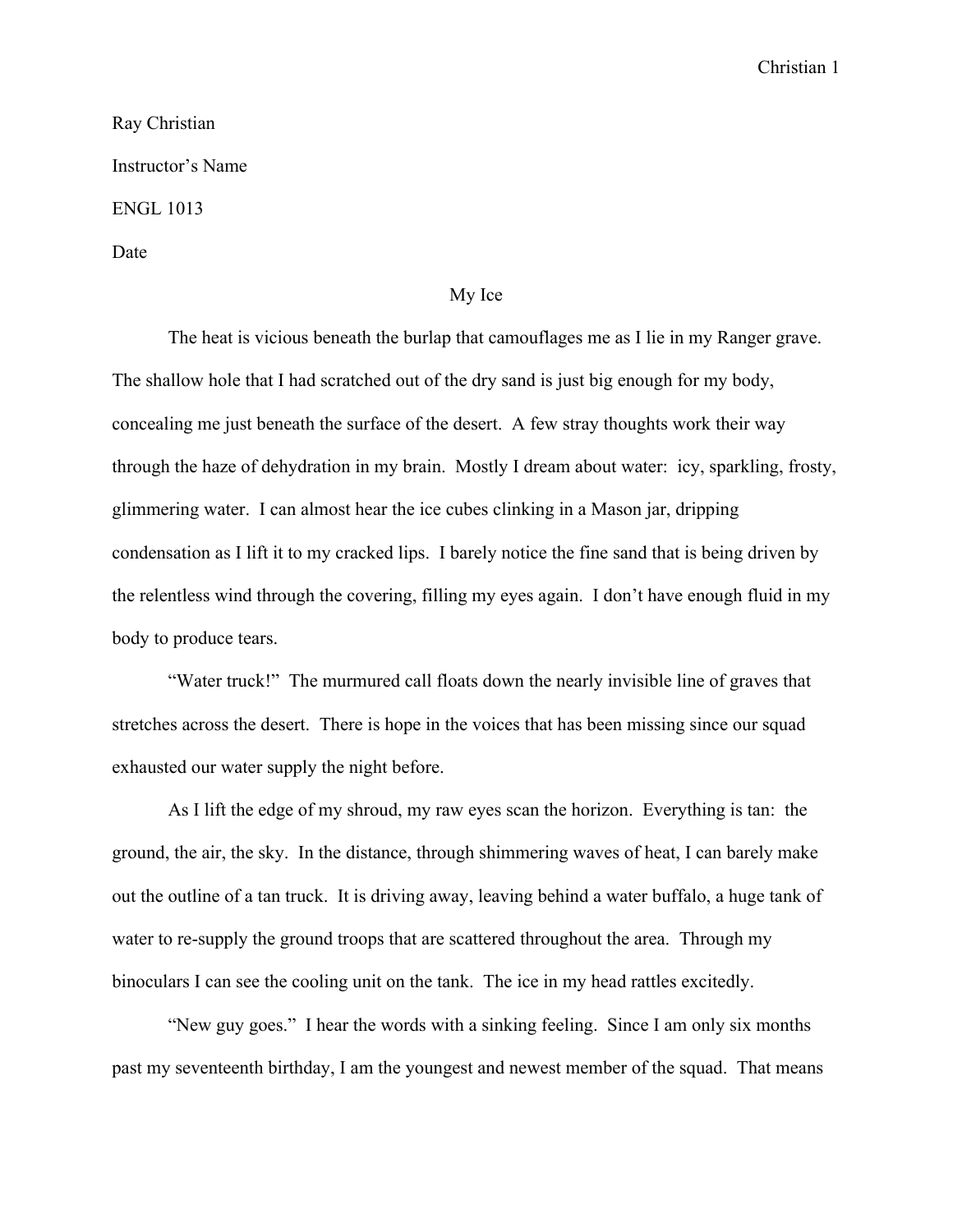Ray Christian

Instructor's Name

ENGL 1013

Date

# My Ice

The heat is vicious beneath the burlap that camouflages me as I lie in my Ranger grave. The shallow hole that I had scratched out of the dry sand is just big enough for my body, concealing me just beneath the surface of the desert. A few stray thoughts work their way through the haze of dehydration in my brain. Mostly I dream about water: icy, sparkling, frosty, glimmering water. I can almost hear the ice cubes clinking in a Mason jar, dripping condensation as I lift it to my cracked lips. I barely notice the fine sand that is being driven by the relentless wind through the covering, filling my eyes again. I don't have enough fluid in my body to produce tears.

"Water truck!" The murmured call floats down the nearly invisible line of graves that stretches across the desert. There is hope in the voices that has been missing since our squad exhausted our water supply the night before.

As I lift the edge of my shroud, my raw eyes scan the horizon. Everything is tan: the ground, the air, the sky. In the distance, through shimmering waves of heat, I can barely make out the outline of a tan truck. It is driving away, leaving behind a water buffalo, a huge tank of water to re-supply the ground troops that are scattered throughout the area. Through my binoculars I can see the cooling unit on the tank. The ice in my head rattles excitedly.

"New guy goes." I hear the words with a sinking feeling. Since I am only six months past my seventeenth birthday, I am the youngest and newest member of the squad. That means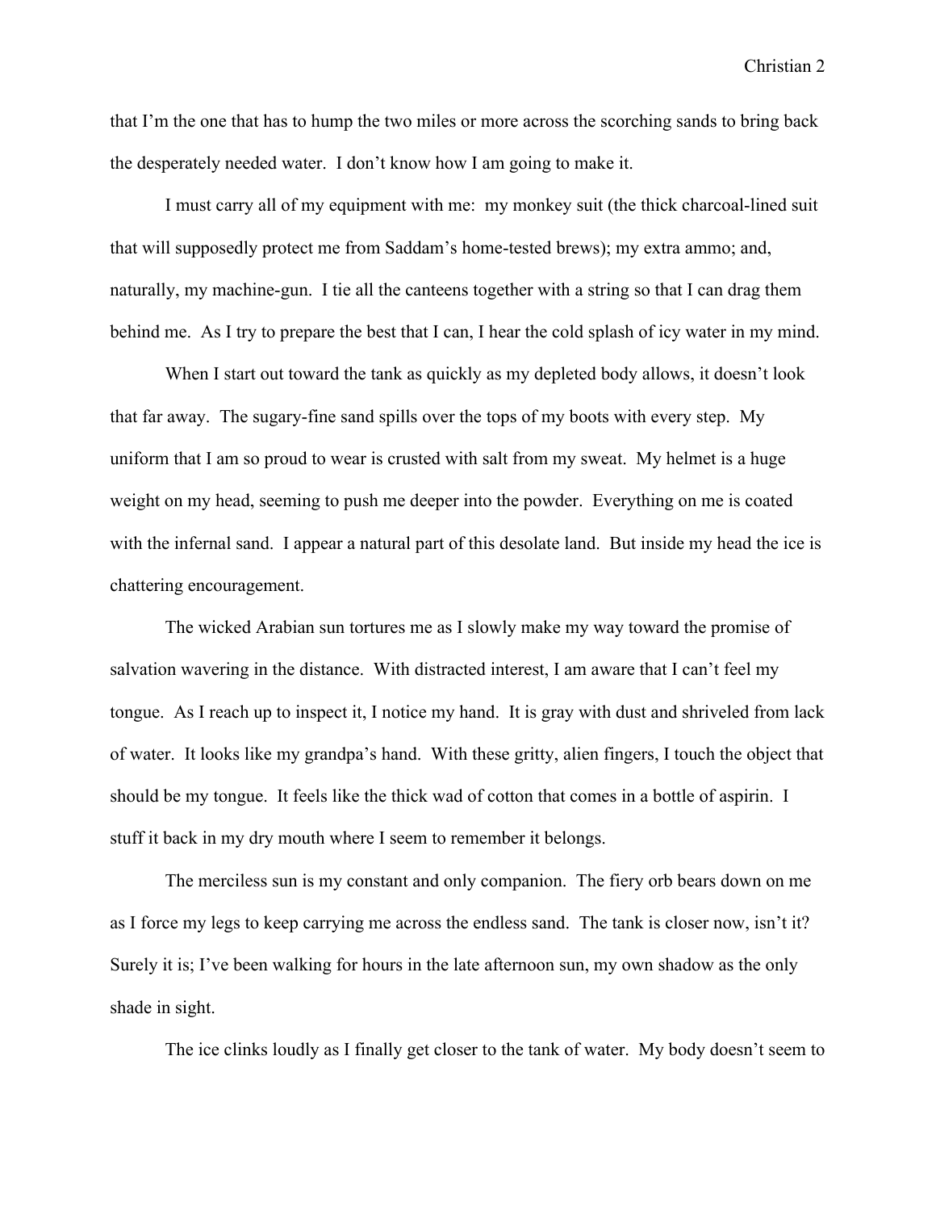that I'm the one that has to hump the two miles or more across the scorching sands to bring back the desperately needed water. I don't know how I am going to make it.

I must carry all of my equipment with me: my monkey suit (the thick charcoal-lined suit that will supposedly protect me from Saddam's home-tested brews); my extra ammo; and, naturally, my machine-gun. I tie all the canteens together with a string so that I can drag them behind me. As I try to prepare the best that I can, I hear the cold splash of icy water in my mind.

When I start out toward the tank as quickly as my depleted body allows, it doesn't look that far away. The sugary-fine sand spills over the tops of my boots with every step. My uniform that I am so proud to wear is crusted with salt from my sweat. My helmet is a huge weight on my head, seeming to push me deeper into the powder. Everything on me is coated with the infernal sand. I appear a natural part of this desolate land. But inside my head the ice is chattering encouragement.

The wicked Arabian sun tortures me as I slowly make my way toward the promise of salvation wavering in the distance. With distracted interest, I am aware that I can't feel my tongue. As I reach up to inspect it, I notice my hand. It is gray with dust and shriveled from lack of water. It looks like my grandpa's hand. With these gritty, alien fingers, I touch the object that should be my tongue. It feels like the thick wad of cotton that comes in a bottle of aspirin. I stuff it back in my dry mouth where I seem to remember it belongs.

The merciless sun is my constant and only companion. The fiery orb bears down on me as I force my legs to keep carrying me across the endless sand. The tank is closer now, isn't it? Surely it is; I've been walking for hours in the late afternoon sun, my own shadow as the only shade in sight.

The ice clinks loudly as I finally get closer to the tank of water. My body doesn't seem to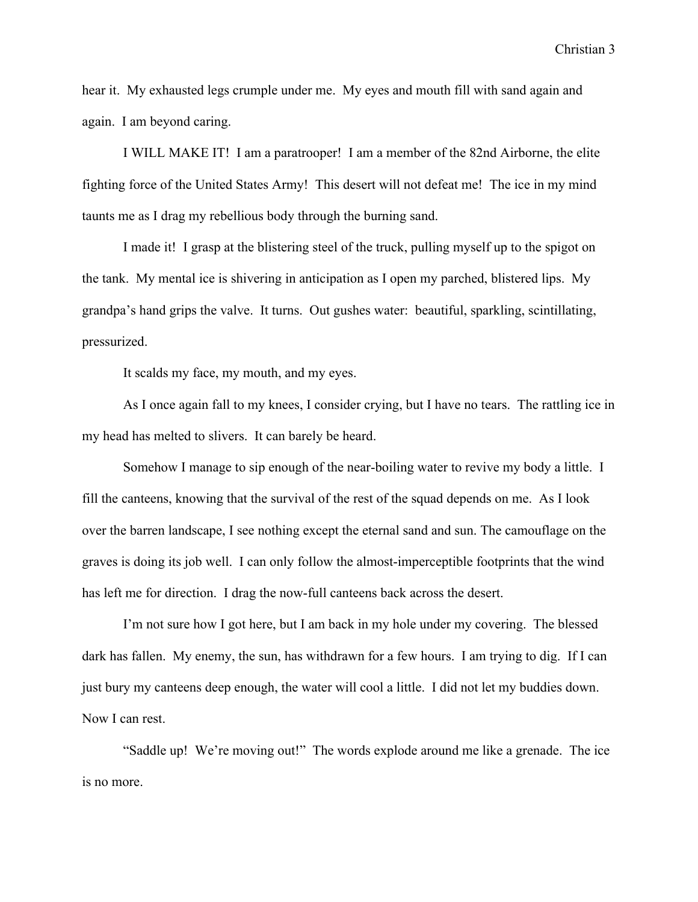hear it.  My exhausted legs crumple under me.  My eyes and mouth fill with sand again and again.  I am beyond caring.

I WILL MAKE IT!  I am a paratrooper!  I am a member of the 82nd Airborne, the elite fighting force of the United States Army!  This desert will not defeat me!  The ice in my mind taunts me as I drag my rebellious body through the burning sand.

I made it!  I grasp at the blistering steel of the truck, pulling myself up to the spigot on the tank.  My mental ice is shivering in anticipation as I open my parched, blistered lips.  My grandpa's hand grips the valve.  It turns.  Out gushes water:  beautiful, sparkling, scintillating, pressurized.

It scalds my face, my mouth, and my eyes.

As I once again fall to my knees, I consider crying, but I have no tears.  The rattling ice in my head has melted to slivers.  It can barely be heard.

Somehow I manage to sip enough of the near-boiling water to revive my body a little.  I fill the canteens, knowing that the survival of the rest of the squad depends on me.  As I look over the barren landscape, I see nothing except the eternal sand and sun. The camouflage on the graves is doing its job well.  I can only follow the almost-imperceptible footprints that the wind has left me for direction.  I drag the now-full canteens back across the desert.

I'm not sure how I got here, but I am back in my hole under my covering.  The blessed dark has fallen.  My enemy, the sun, has withdrawn for a few hours.  I am trying to dig.  If I can just bury my canteens deep enough, the water will cool a little.  I did not let my buddies down. Now I can rest.

"Saddle up!  We're moving out!"  The words explode around me like a grenade.  The ice is no more.